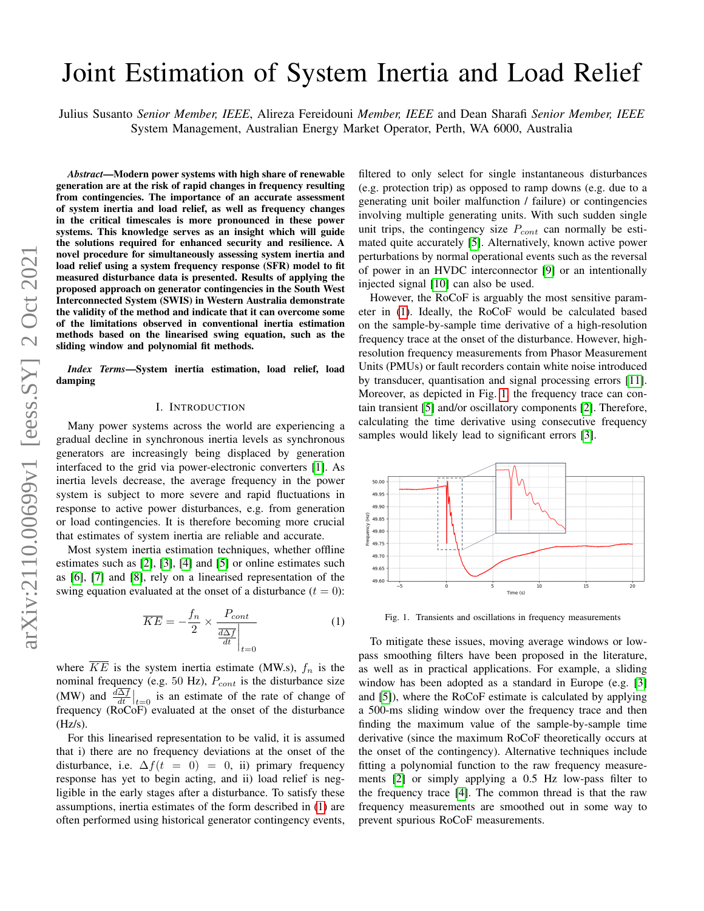# Joint Estimation of System Inertia and Load Relief

Julius Susanto *Senior Member, IEEE*, Alireza Fereidouni *Member, IEEE* and Dean Sharafi *Senior Member, IEEE*
System Management, Australian Energy Market Operator, Perth, WA 6000, Australia

***Abstract*—Modern power systems with high share of renewable generation are at the risk of rapid changes in frequency resulting from contingencies. The importance of an accurate assessment of system inertia and load relief, as well as frequency changes in the critical timescales is more pronounced in these power systems. This knowledge serves as an insight which will guide the solutions required for enhanced security and resilience. A novel procedure for simultaneously assessing system inertia and load relief using a system frequency response (SFR) model to fit measured disturbance data is presented. Results of applying the proposed approach on generator contingencies in the South West Interconnected System (SWIS) in Western Australia demonstrate the validity of the method and indicate that it can overcome some of the limitations observed in conventional inertia estimation methods based on the linearised swing equation, such as the sliding window and polynomial fit methods.**

***Index Terms*—System inertia estimation, load relief, load damping**

## I. Introduction

Many power systems across the world are experiencing a gradual decline in synchronous inertia levels as synchronous generators are increasingly being displaced by generation interfaced to the grid via power-electronic converters [1]. As inertia levels decrease, the average frequency in the power system is subject to more severe and rapid fluctuations in response to active power disturbances, e.g. from generation or load contingencies. It is therefore becoming more crucial that estimates of system inertia are reliable and accurate.

Most system inertia estimation techniques, whether offline estimates such as [2], [3], [4] and [5] or online estimates such as [6], [7] and [8], rely on a linearised representation of the swing equation evaluated at the onset of a disturbance ($t = 0$):

$$\overline{KE} = -\frac{f_n}{2} \times \frac{P_{cont}}{\left.\frac{d\Delta f}{dt}\right|_{t=0}} \tag{1}$$

where $\overline{KE}$ is the system inertia estimate (MW.s), $f_n$ is the nominal frequency (e.g. 50 Hz), $P_{cont}$ is the disturbance size (MW) and $\left.\frac{d\Delta f}{dt}\right|_{t=0}$ is an estimate of the rate of change of frequency (RoCoF) evaluated at the onset of the disturbance (Hz/s).

For this linearised representation to be valid, it is assumed that i) there are no frequency deviations at the onset of the disturbance, i.e. $\Delta f(t = 0) = 0$, ii) primary frequency response has yet to begin acting, and ii) load relief is negligible in the early stages after a disturbance. To satisfy these assumptions, inertia estimates of the form described in (1) are often performed using historical generator contingency events, filtered to only select for single instantaneous disturbances (e.g. protection trip) as opposed to ramp downs (e.g. due to a generating unit boiler malfunction / failure) or contingencies involving multiple generating units. With such sudden single unit trips, the contingency size $P_{cont}$ can normally be estimated quite accurately [5]. Alternatively, known active power perturbations by normal operational events such as the reversal of power in an HVDC interconnector [9] or an intentionally injected signal [10] can also be used.

However, the RoCoF is arguably the most sensitive parameter in (1). Ideally, the RoCoF would be calculated based on the sample-by-sample time derivative of a high-resolution frequency trace at the onset of the disturbance. However, high-resolution frequency measurements from Phasor Measurement Units (PMUs) or fault recorders contain white noise introduced by transducer, quantisation and signal processing errors [11]. Moreover, as depicted in Fig. 1, the frequency trace can contain transient [5] and/or oscillatory components [2]. Therefore, calculating the time derivative using consecutive frequency samples would likely lead to significant errors [3].

Fig. 1. Transients and oscillations in frequency measurements

To mitigate these issues, moving average windows or low-pass smoothing filters have been proposed in the literature, as well as in practical applications. For example, a sliding window has been adopted as a standard in Europe (e.g. [3] and [5]), where the RoCoF estimate is calculated by applying a 500-ms sliding window over the frequency trace and then finding the maximum value of the sample-by-sample time derivative (since the maximum RoCoF theoretically occurs at the onset of the contingency). Alternative techniques include fitting a polynomial function to the raw frequency measurements [2] or simply applying a 0.5 Hz low-pass filter to the frequency trace [4]. The common thread is that the raw frequency measurements are smoothed out in some way to prevent spurious RoCoF measurements.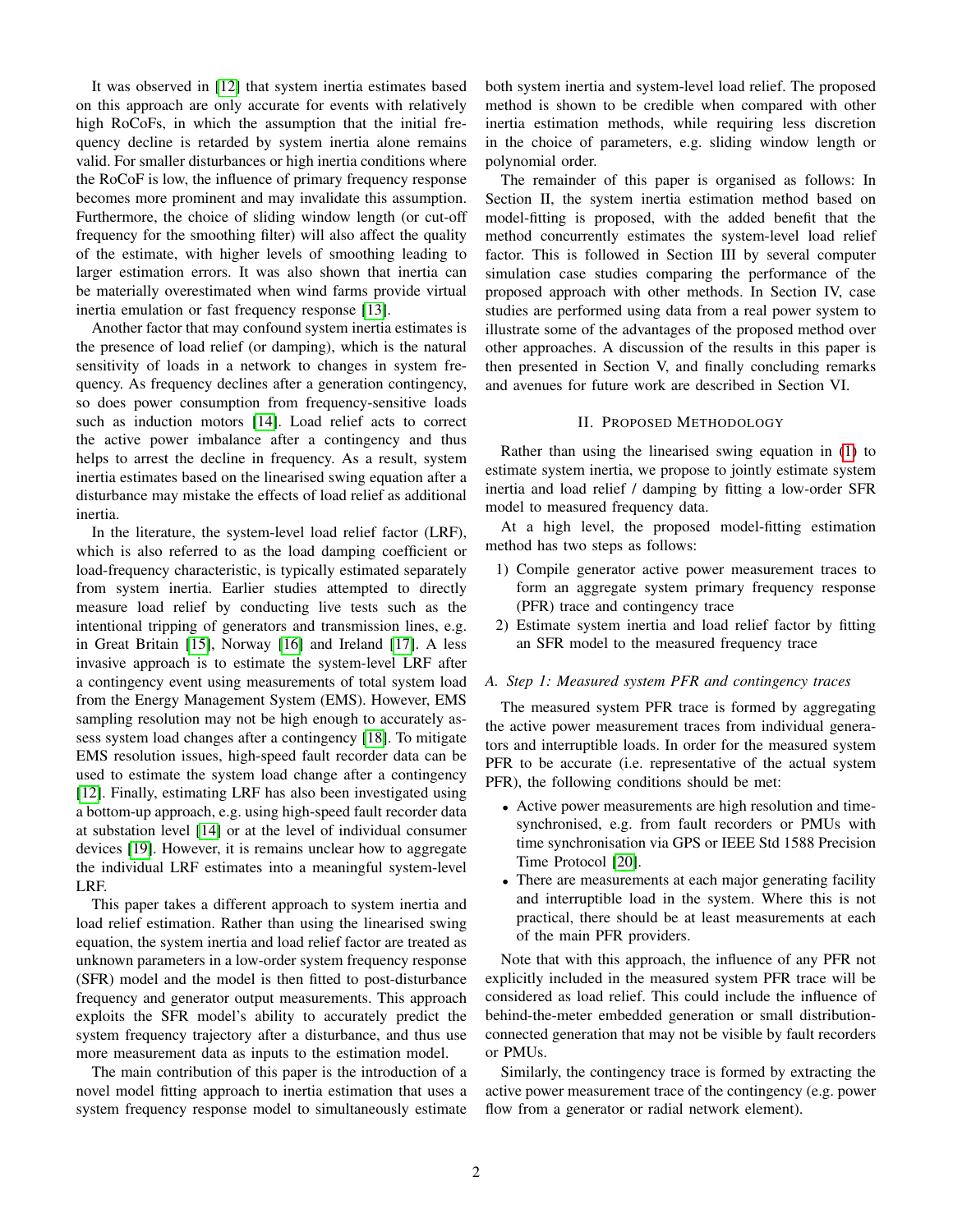It was observed in [12] that system inertia estimates based on this approach are only accurate for events with relatively high RoCoFs, in which the assumption that the initial frequency decline is retarded by system inertia alone remains valid. For smaller disturbances or high inertia conditions where the RoCoF is low, the influence of primary frequency response becomes more prominent and may invalidate this assumption. Furthermore, the choice of sliding window length (or cut-off frequency for the smoothing filter) will also affect the quality of the estimate, with higher levels of smoothing leading to larger estimation errors. It was also shown that inertia can be materially overestimated when wind farms provide virtual inertia emulation or fast frequency response [13].

Another factor that may confound system inertia estimates is the presence of load relief (or damping), which is the natural sensitivity of loads in a network to changes in system frequency. As frequency declines after a generation contingency, so does power consumption from frequency-sensitive loads such as induction motors [14]. Load relief acts to correct the active power imbalance after a contingency and thus helps to arrest the decline in frequency. As a result, system inertia estimates based on the linearised swing equation after a disturbance may mistake the effects of load relief as additional inertia.

In the literature, the system-level load relief factor (LRF), which is also referred to as the load damping coefficient or load-frequency characteristic, is typically estimated separately from system inertia. Earlier studies attempted to directly measure load relief by conducting live tests such as the intentional tripping of generators and transmission lines, e.g. in Great Britain [15], Norway [16] and Ireland [17]. A less invasive approach is to estimate the system-level LRF after a contingency event using measurements of total system load from the Energy Management System (EMS). However, EMS sampling resolution may not be high enough to accurately assess system load changes after a contingency [18]. To mitigate EMS resolution issues, high-speed fault recorder data can be used to estimate the system load change after a contingency [12]. Finally, estimating LRF has also been investigated using a bottom-up approach, e.g. using high-speed fault recorder data at substation level [14] or at the level of individual consumer devices [19]. However, it is remains unclear how to aggregate the individual LRF estimates into a meaningful system-level LRF.

This paper takes a different approach to system inertia and load relief estimation. Rather than using the linearised swing equation, the system inertia and load relief factor are treated as unknown parameters in a low-order system frequency response (SFR) model and the model is then fitted to post-disturbance frequency and generator output measurements. This approach exploits the SFR model's ability to accurately predict the system frequency trajectory after a disturbance, and thus use more measurement data as inputs to the estimation model.

The main contribution of this paper is the introduction of a novel model fitting approach to inertia estimation that uses a system frequency response model to simultaneously estimate both system inertia and system-level load relief. The proposed method is shown to be credible when compared with other inertia estimation methods, while requiring less discretion in the choice of parameters, e.g. sliding window length or polynomial order.

The remainder of this paper is organised as follows: In Section II, the system inertia estimation method based on model-fitting is proposed, with the added benefit that the method concurrently estimates the system-level load relief factor. This is followed in Section III by several computer simulation case studies comparing the performance of the proposed approach with other methods. In Section IV, case studies are performed using data from a real power system to illustrate some of the advantages of the proposed method over other approaches. A discussion of the results in this paper is then presented in Section V, and finally concluding remarks and avenues for future work are described in Section VI.

## II. Proposed Methodology

Rather than using the linearised swing equation in (1) to estimate system inertia, we propose to jointly estimate system inertia and load relief / damping by fitting a low-order SFR model to measured frequency data.

At a high level, the proposed model-fitting estimation method has two steps as follows:

1) Compile generator active power measurement traces to form an aggregate system primary frequency response (PFR) trace and contingency trace
2) Estimate system inertia and load relief factor by fitting an SFR model to the measured frequency trace

### A. Step 1: Measured system PFR and contingency traces

The measured system PFR trace is formed by aggregating the active power measurement traces from individual generators and interruptible loads. In order for the measured system PFR to be accurate (i.e. representative of the actual system PFR), the following conditions should be met:

- Active power measurements are high resolution and time-synchronised, e.g. from fault recorders or PMUs with time synchronisation via GPS or IEEE Std 1588 Precision Time Protocol [20].
- There are measurements at each major generating facility and interruptible load in the system. Where this is not practical, there should be at least measurements at each of the main PFR providers.

Note that with this approach, the influence of any PFR not explicitly included in the measured system PFR trace will be considered as load relief. This could include the influence of behind-the-meter embedded generation or small distribution-connected generation that may not be visible by fault recorders or PMUs.

Similarly, the contingency trace is formed by extracting the active power measurement trace of the contingency (e.g. power flow from a generator or radial network element).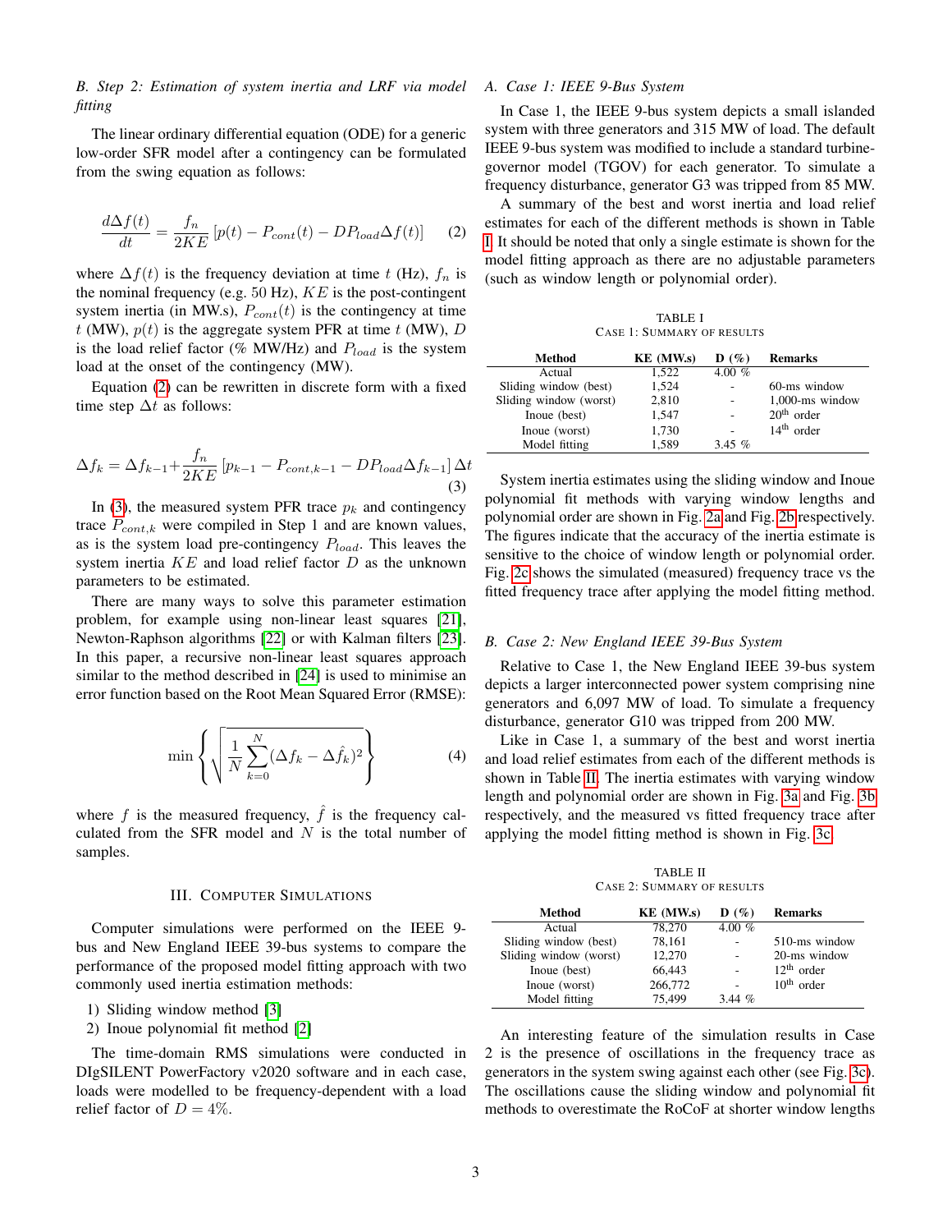### B. Step 2: Estimation of system inertia and LRF via model fitting

The linear ordinary differential equation (ODE) for a generic low-order SFR model after a contingency can be formulated from the swing equation as follows:

$$\frac{d\Delta f(t)}{dt} = \frac{f_n}{2KE}\left[p(t) - P_{cont}(t) - DP_{load}\Delta f(t)\right] \qquad (2)$$

where $\Delta f(t)$ is the frequency deviation at time $t$ (Hz), $f_n$ is the nominal frequency (e.g. 50 Hz), $KE$ is the post-contingent system inertia (in MW.s), $P_{cont}(t)$ is the contingency at time $t$ (MW), $p(t)$ is the aggregate system PFR at time $t$ (MW), $D$ is the load relief factor (% MW/Hz) and $P_{load}$ is the system load at the onset of the contingency (MW).

Equation (2) can be rewritten in discrete form with a fixed time step $\Delta t$ as follows:

$$\Delta f_k = \Delta f_{k-1} + \frac{f_n}{2KE}\left[p_{k-1} - P_{cont,k-1} - DP_{load}\Delta f_{k-1}\right]\Delta t \qquad (3)$$

In (3), the measured system PFR trace $p_k$ and contingency trace $P_{cont,k}$ were compiled in Step 1 and are known values, as is the system load pre-contingency $P_{load}$. This leaves the system inertia $KE$ and load relief factor $D$ as the unknown parameters to be estimated.

There are many ways to solve this parameter estimation problem, for example using non-linear least squares [21], Newton-Raphson algorithms [22] or with Kalman filters [23]. In this paper, a recursive non-linear least squares approach similar to the method described in [24] is used to minimise an error function based on the Root Mean Squared Error (RMSE):

$$\min\left\{\sqrt{\frac{1}{N}\sum_{k=0}^{N}(\Delta f_k - \Delta\hat{f}_k)^2}\right\} \qquad (4)$$

where $f$ is the measured frequency, $\hat{f}$ is the frequency calculated from the SFR model and $N$ is the total number of samples.

## III. Computer Simulations

Computer simulations were performed on the IEEE 9-bus and New England IEEE 39-bus systems to compare the performance of the proposed model fitting approach with two commonly used inertia estimation methods:

1) Sliding window method [3]
2) Inoue polynomial fit method [2]

The time-domain RMS simulations were conducted in DIgSILENT PowerFactory v2020 software and in each case, loads were modelled to be frequency-dependent with a load relief factor of $D = 4\%$.

### A. Case 1: IEEE 9-Bus System

In Case 1, the IEEE 9-bus system depicts a small islanded system with three generators and 315 MW of load. The default IEEE 9-bus system was modified to include a standard turbine-governor model (TGOV) for each generator. To simulate a frequency disturbance, generator G3 was tripped from 85 MW.

A summary of the best and worst inertia and load relief estimates for each of the different methods is shown in Table I. It should be noted that only a single estimate is shown for the model fitting approach as there are no adjustable parameters (such as window length or polynomial order).

TABLE I
Case 1: Summary of results

| Method | KE (MW.s) | D (%) | Remarks |
|---|---|---|---|
| Actual | 1,522 | 4.00 % | |
| Sliding window (best) | 1,524 | - | 60-ms window |
| Sliding window (worst) | 2,810 | - | 1,000-ms window |
| Inoue (best) | 1,547 | - | 20th order |
| Inoue (worst) | 1,730 | - | 14th order |
| Model fitting | 1,589 | 3.45 % | |

System inertia estimates using the sliding window and Inoue polynomial fit methods with varying window lengths and polynomial order are shown in Fig. 2a and Fig. 2b respectively. The figures indicate that the accuracy of the inertia estimate is sensitive to the choice of window length or polynomial order. Fig. 2c shows the simulated (measured) frequency trace vs the fitted frequency trace after applying the model fitting method.

### B. Case 2: New England IEEE 39-Bus System

Relative to Case 1, the New England IEEE 39-bus system depicts a larger interconnected power system comprising nine generators and 6,097 MW of load. To simulate a frequency disturbance, generator G10 was tripped from 200 MW.

Like in Case 1, a summary of the best and worst inertia and load relief estimates from each of the different methods is shown in Table II. The inertia estimates with varying window length and polynomial order are shown in Fig. 3a and Fig. 3b respectively, and the measured vs fitted frequency trace after applying the model fitting method is shown in Fig. 3c.

TABLE II
Case 2: Summary of results

| Method | KE (MW.s) | D (%) | Remarks |
|---|---|---|---|
| Actual | 78,270 | 4.00 % | |
| Sliding window (best) | 78,161 | - | 510-ms window |
| Sliding window (worst) | 12,270 | - | 20-ms window |
| Inoue (best) | 66,443 | - | 12th order |
| Inoue (worst) | 266,772 | - | 10th order |
| Model fitting | 75,499 | 3.44 % | |

An interesting feature of the simulation results in Case 2 is the presence of oscillations in the frequency trace as generators in the system swing against each other (see Fig. 3c). The oscillations cause the sliding window and polynomial fit methods to overestimate the RoCoF at shorter window lengths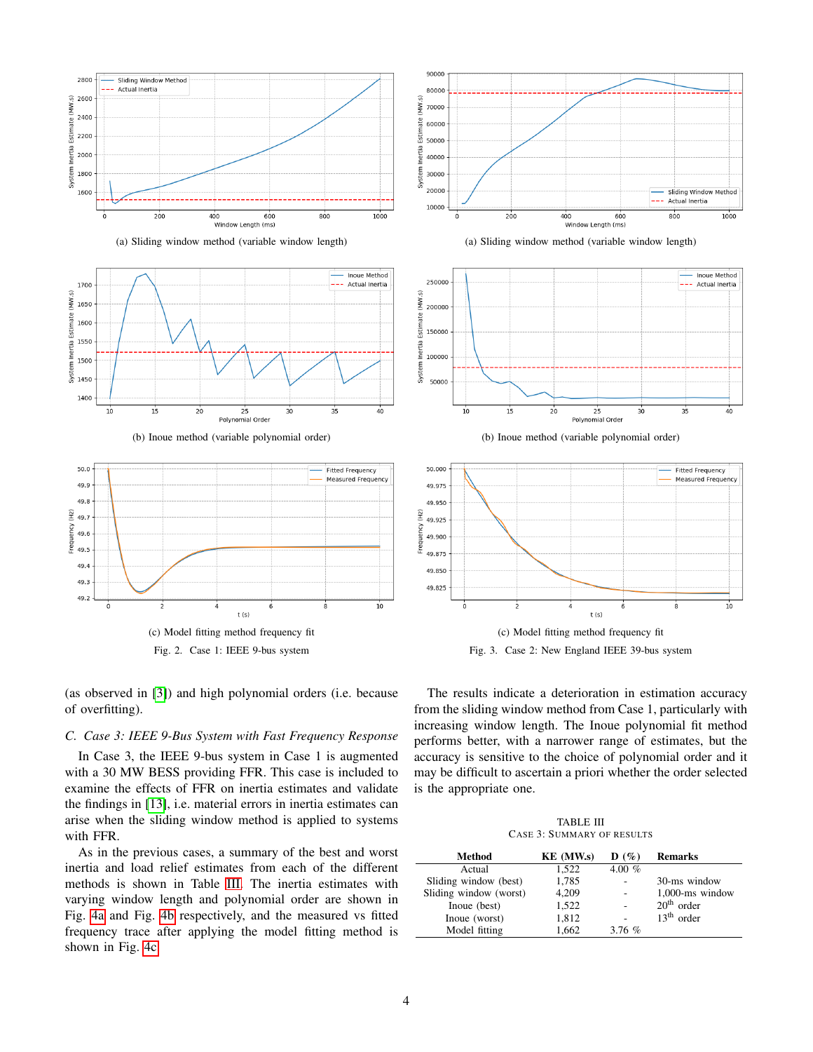(a) Sliding window method (variable window length)

(b) Inoue method (variable polynomial order)

(c) Model fitting method frequency fit

Fig. 2. Case 1: IEEE 9-bus system

(a) Sliding window method (variable window length)

(b) Inoue method (variable polynomial order)

(c) Model fitting method frequency fit

Fig. 3. Case 2: New England IEEE 39-bus system

(as observed in [3]) and high polynomial orders (i.e. because of overfitting).

### C. Case 3: IEEE 9-Bus System with Fast Frequency Response

In Case 3, the IEEE 9-bus system in Case 1 is augmented with a 30 MW BESS providing FFR. This case is included to examine the effects of FFR on inertia estimates and validate the findings in [13], i.e. material errors in inertia estimates can arise when the sliding window method is applied to systems with FFR.

As in the previous cases, a summary of the best and worst inertia and load relief estimates from each of the different methods is shown in Table III. The inertia estimates with varying window length and polynomial order are shown in Fig. 4a and Fig. 4b respectively, and the measured vs fitted frequency trace after applying the model fitting method is shown in Fig. 4c.

The results indicate a deterioration in estimation accuracy from the sliding window method from Case 1, particularly with increasing window length. The Inoue polynomial fit method performs better, with a narrower range of estimates, but the accuracy is sensitive to the choice of polynomial order and it may be difficult to ascertain a priori whether the order selected is the appropriate one.

TABLE III
CASE 3: SUMMARY OF RESULTS

| Method | KE (MW.s) | D (%) | Remarks |
|---|---|---|---|
| Actual | 1,522 | 4.00 % | |
| Sliding window (best) | 1,785 | - | 30-ms window |
| Sliding window (worst) | 4,209 | - | 1,000-ms window |
| Inoue (best) | 1,522 | - | 20th order |
| Inoue (worst) | 1,812 | - | 13th order |
| Model fitting | 1,662 | 3.76 % | |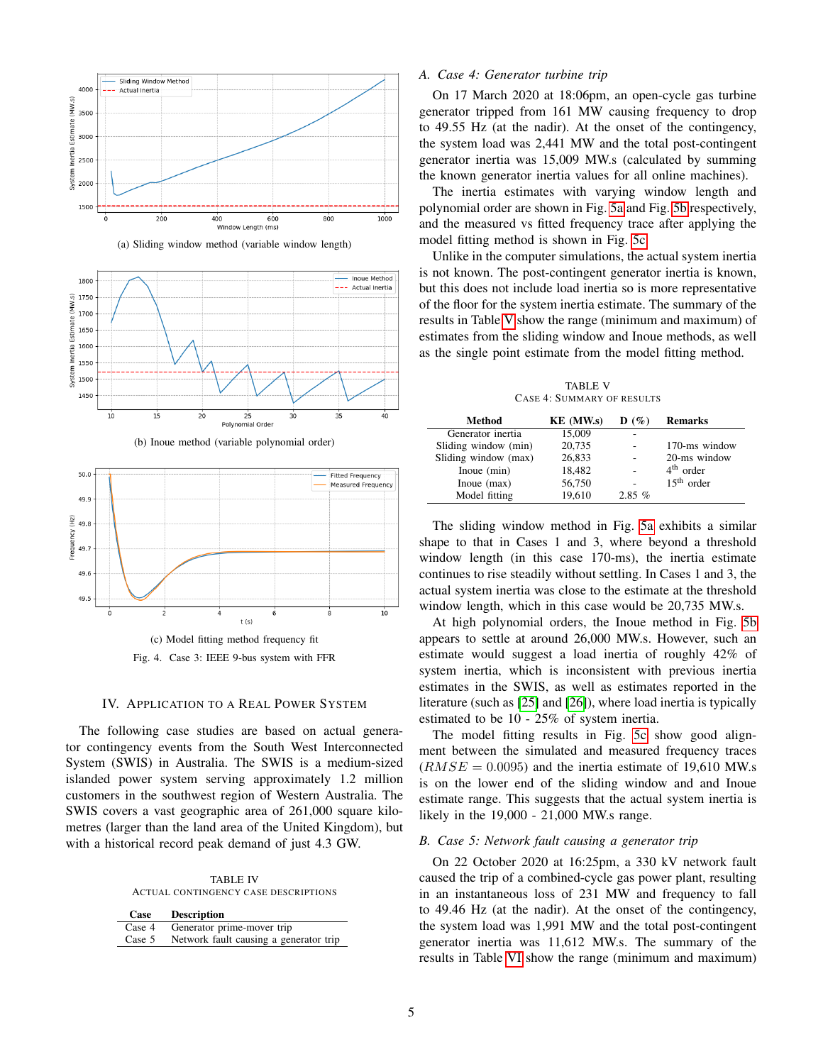(a) Sliding window method (variable window length)

(b) Inoue method (variable polynomial order)

(c) Model fitting method frequency fit

Fig. 4. Case 3: IEEE 9-bus system with FFR

## IV. Application to a Real Power System

The following case studies are based on actual generator contingency events from the South West Interconnected System (SWIS) in Australia. The SWIS is a medium-sized islanded power system serving approximately 1.2 million customers in the southwest region of Western Australia. The SWIS covers a vast geographic area of 261,000 square kilometres (larger than the land area of the United Kingdom), but with a historical record peak demand of just 4.3 GW.

TABLE IV
Actual Contingency Case Descriptions

| Case | Description |
|---|---|
| Case 4 | Generator prime-mover trip |
| Case 5 | Network fault causing a generator trip |

### A. Case 4: Generator turbine trip

On 17 March 2020 at 18:06pm, an open-cycle gas turbine generator tripped from 161 MW causing frequency to drop to 49.55 Hz (at the nadir). At the onset of the contingency, the system load was 2,441 MW and the total post-contingent generator inertia was 15,009 MW.s (calculated by summing the known generator inertia values for all online machines).

The inertia estimates with varying window length and polynomial order are shown in Fig. 5a and Fig. 5b respectively, and the measured vs fitted frequency trace after applying the model fitting method is shown in Fig. 5c.

Unlike in the computer simulations, the actual system inertia is not known. The post-contingent generator inertia is known, but this does not include load inertia so is more representative of the floor for the system inertia estimate. The summary of the results in Table V show the range (minimum and maximum) of estimates from the sliding window and Inoue methods, as well as the single point estimate from the model fitting method.

TABLE V
Case 4: Summary of Results

| Method | KE (MW.s) | D (%) | Remarks |
|---|---|---|---|
| Generator inertia | 15,009 | - | |
| Sliding window (min) | 20,735 | - | 170-ms window |
| Sliding window (max) | 26,833 | - | 20-ms window |
| Inoue (min) | 18,482 | - | 4th order |
| Inoue (max) | 56,750 | - | 15th order |
| Model fitting | 19,610 | 2.85 % | |

The sliding window method in Fig. 5a exhibits a similar shape to that in Cases 1 and 3, where beyond a threshold window length (in this case 170-ms), the inertia estimate continues to rise steadily without settling. In Cases 1 and 3, the actual system inertia was close to the estimate at the threshold window length, which in this case would be 20,735 MW.s.

At high polynomial orders, the Inoue method in Fig. 5b appears to settle at around 26,000 MW.s. However, such an estimate would suggest a load inertia of roughly 42% of system inertia, which is inconsistent with previous inertia estimates in the SWIS, as well as estimates reported in the literature (such as [25] and [26]), where load inertia is typically estimated to be 10 - 25% of system inertia.

The model fitting results in Fig. 5c show good alignment between the simulated and measured frequency traces ($RMSE = 0.0095$) and the inertia estimate of 19,610 MW.s is on the lower end of the sliding window and and Inoue estimate range. This suggests that the actual system inertia is likely in the 19,000 - 21,000 MW.s range.

### B. Case 5: Network fault causing a generator trip

On 22 October 2020 at 16:25pm, a 330 kV network fault caused the trip of a combined-cycle gas power plant, resulting in an instantaneous loss of 231 MW and frequency to fall to 49.46 Hz (at the nadir). At the onset of the contingency, the system load was 1,991 MW and the total post-contingent generator inertia was 11,612 MW.s. The summary of the results in Table VI show the range (minimum and maximum)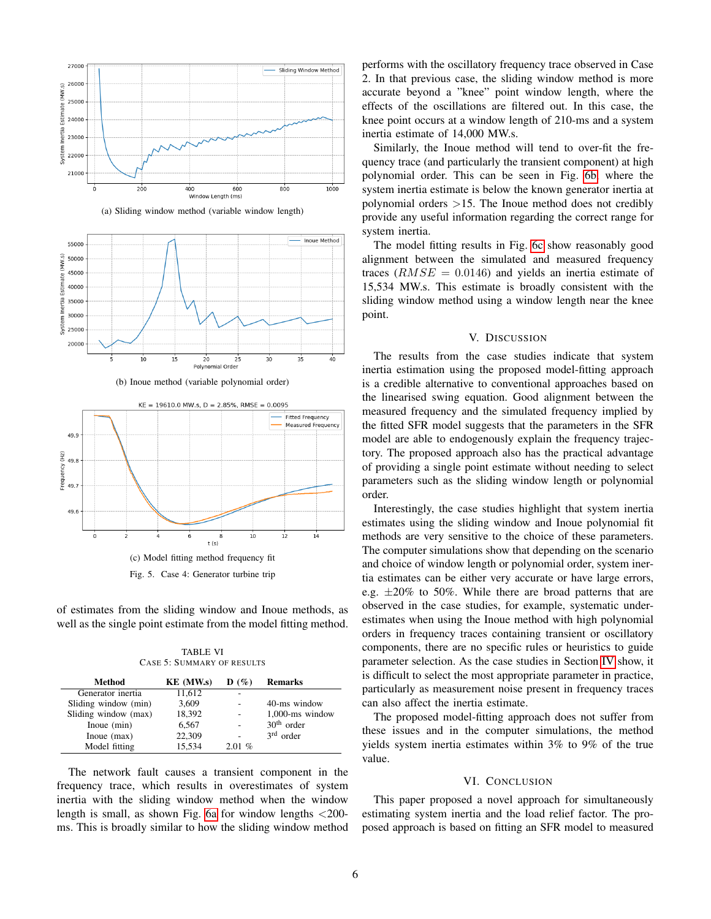(a) Sliding window method (variable window length)

(b) Inoue method (variable polynomial order)

(c) Model fitting method frequency fit

Fig. 5. Case 4: Generator turbine trip

of estimates from the sliding window and Inoue methods, as well as the single point estimate from the model fitting method.

TABLE VI
CASE 5: SUMMARY OF RESULTS

| Method | KE (MW.s) | D (%) | Remarks |
|---|---|---|---|
| Generator inertia | 11,612 | - | |
| Sliding window (min) | 3,609 | - | 40-ms window |
| Sliding window (max) | 18,392 | - | 1,000-ms window |
| Inoue (min) | 6,567 | - | 30th order |
| Inoue (max) | 22,309 | - | 3rd order |
| Model fitting | 15,534 | 2.01 % | |

The network fault causes a transient component in the frequency trace, which results in overestimates of system inertia with the sliding window method when the window length is small, as shown Fig. 6a for window lengths <200-ms. This is broadly similar to how the sliding window method performs with the oscillatory frequency trace observed in Case 2. In that previous case, the sliding window method is more accurate beyond a "knee" point window length, where the effects of the oscillations are filtered out. In this case, the knee point occurs at a window length of 210-ms and a system inertia estimate of 14,000 MW.s.

Similarly, the Inoue method will tend to over-fit the frequency trace (and particularly the transient component) at high polynomial order. This can be seen in Fig. 6b where the system inertia estimate is below the known generator inertia at polynomial orders >15. The Inoue method does not credibly provide any useful information regarding the correct range for system inertia.

The model fitting results in Fig. 6c show reasonably good alignment between the simulated and measured frequency traces ($RMSE = 0.0146$) and yields an inertia estimate of 15,534 MW.s. This estimate is broadly consistent with the sliding window method using a window length near the knee point.

## V. Discussion

The results from the case studies indicate that system inertia estimation using the proposed model-fitting approach is a credible alternative to conventional approaches based on the linearised swing equation. Good alignment between the measured frequency and the simulated frequency implied by the fitted SFR model suggests that the parameters in the SFR model are able to endogenously explain the frequency trajectory. The proposed approach also has the practical advantage of providing a single point estimate without needing to select parameters such as the sliding window length or polynomial order.

Interestingly, the case studies highlight that system inertia estimates using the sliding window and Inoue polynomial fit methods are very sensitive to the choice of these parameters. The computer simulations show that depending on the scenario and choice of window length or polynomial order, system inertia estimates can be either very accurate or have large errors, e.g. $\pm 20\%$ to 50%. While there are broad patterns that are observed in the case studies, for example, systematic underestimates when using the Inoue method with high polynomial orders in frequency traces containing transient or oscillatory components, there are no specific rules or heuristics to guide parameter selection. As the case studies in Section IV show, it is difficult to select the most appropriate parameter in practice, particularly as measurement noise present in frequency traces can also affect the inertia estimate.

The proposed model-fitting approach does not suffer from these issues and in the computer simulations, the method yields system inertia estimates within 3% to 9% of the true value.

## VI. Conclusion

This paper proposed a novel approach for simultaneously estimating system inertia and the load relief factor. The proposed approach is based on fitting an SFR model to measured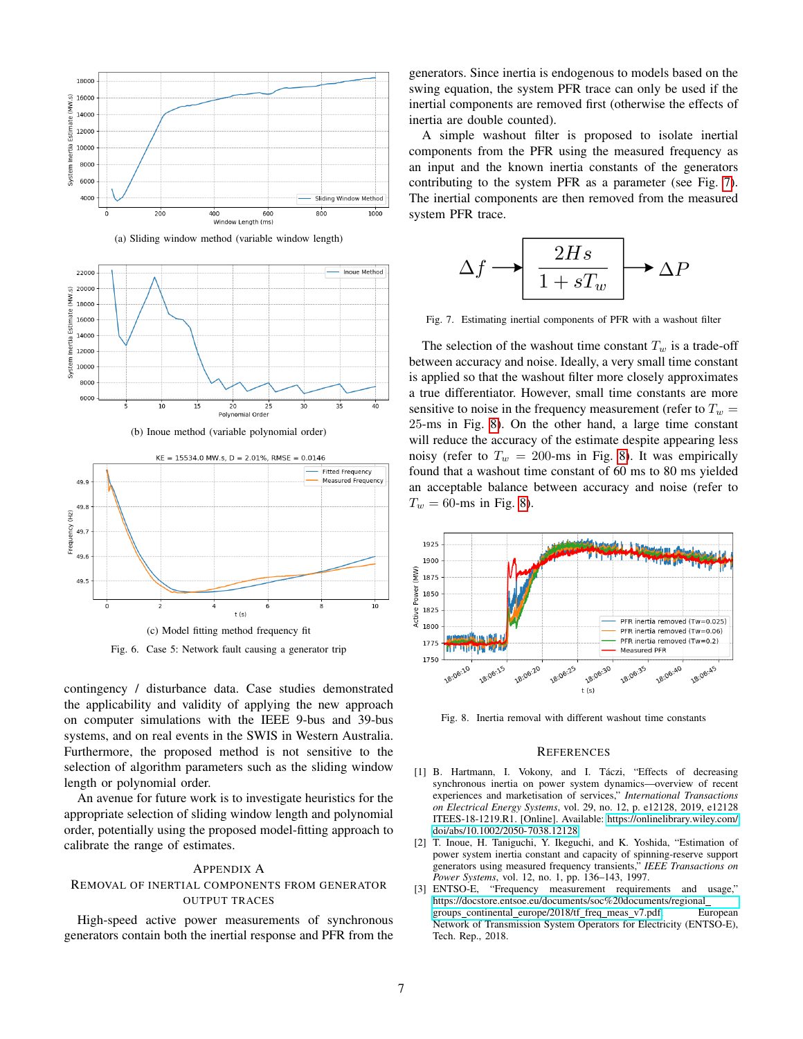(a) Sliding window method (variable window length)

(b) Inoue method (variable polynomial order)

(c) Model fitting method frequency fit

Fig. 6. Case 5: Network fault causing a generator trip

contingency / disturbance data. Case studies demonstrated the applicability and validity of applying the new approach on computer simulations with the IEEE 9-bus and 39-bus systems, and on real events in the SWIS in Western Australia. Furthermore, the proposed method is not sensitive to the selection of algorithm parameters such as the sliding window length or polynomial order.

An avenue for future work is to investigate heuristics for the appropriate selection of sliding window length and polynomial order, potentially using the proposed model-fitting approach to calibrate the range of estimates.

## Appendix A
## Removal of inertial components from generator output traces

High-speed active power measurements of synchronous generators contain both the inertial response and PFR from the generators. Since inertia is endogenous to models based on the swing equation, the system PFR trace can only be used if the inertial components are removed first (otherwise the effects of inertia are double counted).

A simple washout filter is proposed to isolate inertial components from the PFR using the measured frequency as an input and the known inertia constants of the generators contributing to the system PFR as a parameter (see Fig. 7). The inertial components are then removed from the measured system PFR trace.

$$\Delta f \longrightarrow \boxed{\frac{2Hs}{1+sT_w}} \longrightarrow \Delta P$$

Fig. 7. Estimating inertial components of PFR with a washout filter

The selection of the washout time constant $T_w$ is a trade-off between accuracy and noise. Ideally, a very small time constant is applied so that the washout filter more closely approximates a true differentiator. However, small time constants are more sensitive to noise in the frequency measurement (refer to $T_w =$ 25-ms in Fig. 8). On the other hand, a large time constant will reduce the accuracy of the estimate despite appearing less noisy (refer to $T_w =$ 200-ms in Fig. 8). It was empirically found that a washout time constant of 60 ms to 80 ms yielded an acceptable balance between accuracy and noise (refer to $T_w =$ 60-ms in Fig. 8).

Fig. 8. Inertia removal with different washout time constants

## References

[1] B. Hartmann, I. Vokony, and I. Táczi, "Effects of decreasing synchronous inertia on power system dynamics—overview of recent experiences and marketisation of services," *International Transactions on Electrical Energy Systems*, vol. 29, no. 12, p. e12128, 2019, e12128 ITEES-18-1219.R1. [Online]. Available: https://onlinelibrary.wiley.com/doi/abs/10.1002/2050-7038.12128

[2] T. Inoue, H. Taniguchi, Y. Ikeguchi, and K. Yoshida, "Estimation of power system inertia constant and capacity of spinning-reserve support generators using measured frequency transients," *IEEE Transactions on Power Systems*, vol. 12, no. 1, pp. 136–143, 1997.

[3] ENTSO-E, "Frequency measurement requirements and usage," https://docstore.entsoe.eu/documents/soc%20documents/regional_groups_continental_europe/2018/tf_freq_meas_v7.pdf European Network of Transmission System Operators for Electricity (ENTSO-E), Tech. Rep., 2018.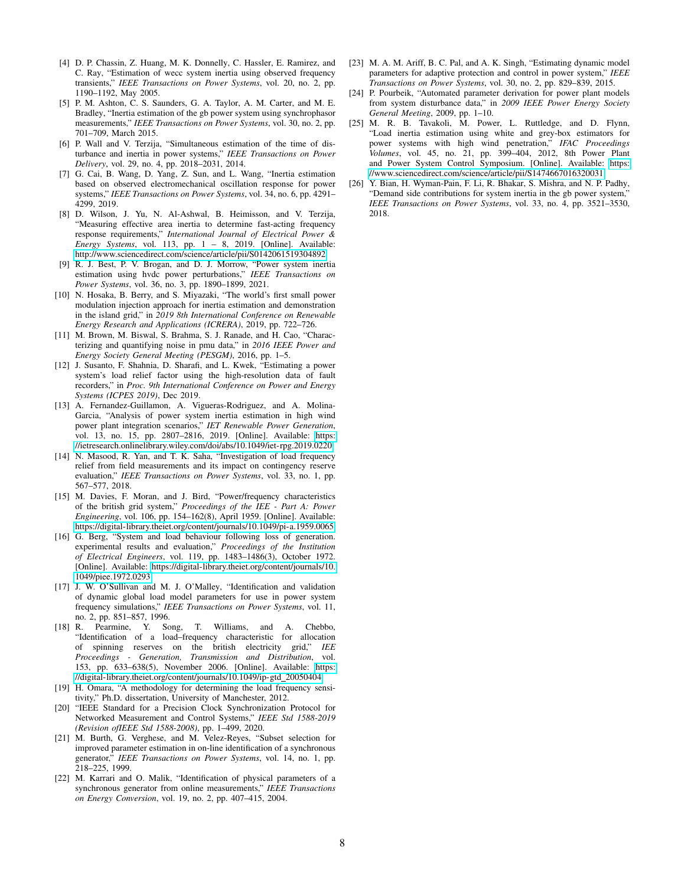[4] D. P. Chassin, Z. Huang, M. K. Donnelly, C. Hassler, E. Ramirez, and C. Ray, "Estimation of wecc system inertia using observed frequency transients," *IEEE Transactions on Power Systems*, vol. 20, no. 2, pp. 1190–1192, May 2005.

[5] P. M. Ashton, C. S. Saunders, G. A. Taylor, A. M. Carter, and M. E. Bradley, "Inertia estimation of the gb power system using synchrophasor measurements," *IEEE Transactions on Power Systems*, vol. 30, no. 2, pp. 701–709, March 2015.

[6] P. Wall and V. Terzija, "Simultaneous estimation of the time of disturbance and inertia in power systems," *IEEE Transactions on Power Delivery*, vol. 29, no. 4, pp. 2018–2031, 2014.

[7] G. Cai, B. Wang, D. Yang, Z. Sun, and L. Wang, "Inertia estimation based on observed electromechanical oscillation response for power systems," *IEEE Transactions on Power Systems*, vol. 34, no. 6, pp. 4291–4299, 2019.

[8] D. Wilson, J. Yu, N. Al-Ashwal, B. Heimisson, and V. Terzija, "Measuring effective area inertia to determine fast-acting frequency response requirements," *International Journal of Electrical Power & Energy Systems*, vol. 113, pp. 1 – 8, 2019. [Online]. Available: http://www.sciencedirect.com/science/article/pii/S0142061519304892

[9] R. J. Best, P. V. Brogan, and D. J. Morrow, "Power system inertia estimation using hvdc power perturbations," *IEEE Transactions on Power Systems*, vol. 36, no. 3, pp. 1890–1899, 2021.

[10] N. Hosaka, B. Berry, and S. Miyazaki, "The world's first small power modulation injection approach for inertia estimation and demonstration in the island grid," in *2019 8th International Conference on Renewable Energy Research and Applications (ICRERA)*, 2019, pp. 722–726.

[11] M. Brown, M. Biswal, S. Brahma, S. J. Ranade, and H. Cao, "Characterizing and quantifying noise in pmu data," in *2016 IEEE Power and Energy Society General Meeting (PESGM)*, 2016, pp. 1–5.

[12] J. Susanto, F. Shahnia, D. Sharafi, and L. Kwek, "Estimating a power system's load relief factor using the high-resolution data of fault recorders," in *Proc. 9th International Conference on Power and Energy Systems (ICPES 2019)*, Dec 2019.

[13] A. Fernandez-Guillamon, A. Vigueras-Rodriguez, and A. Molina-Garcia, "Analysis of power system inertia estimation in high wind power plant integration scenarios," *IET Renewable Power Generation*, vol. 13, no. 15, pp. 2807–2816, 2019. [Online]. Available: https://ietresearch.onlinelibrary.wiley.com/doi/abs/10.1049/iet-rpg.2019.0220

[14] N. Masood, R. Yan, and T. K. Saha, "Investigation of load frequency relief from field measurements and its impact on contingency reserve evaluation," *IEEE Transactions on Power Systems*, vol. 33, no. 1, pp. 567–577, 2018.

[15] M. Davies, F. Moran, and J. Bird, "Power/frequency characteristics of the british grid system," *Proceedings of the IEE - Part A: Power Engineering*, vol. 106, pp. 154–162(8), April 1959. [Online]. Available: https://digital-library.theiet.org/content/journals/10.1049/pi-a.1959.0065

[16] G. Berg, "System and load behaviour following loss of generation. experimental results and evaluation," *Proceedings of the Institution of Electrical Engineers*, vol. 119, pp. 1483–1486(3), October 1972. [Online]. Available: https://digital-library.theiet.org/content/journals/10.1049/piee.1972.0293

[17] J. W. O'Sullivan and M. J. O'Malley, "Identification and validation of dynamic global load model parameters for use in power system frequency simulations," *IEEE Transactions on Power Systems*, vol. 11, no. 2, pp. 851–857, 1996.

[18] R. Pearmine, Y. Song, T. Williams, and A. Chebbo, "Identification of a load–frequency characteristic for allocation of spinning reserves on the british electricity grid," *IEE Proceedings - Generation, Transmission and Distribution*, vol. 153, pp. 633–638(5), November 2006. [Online]. Available: https://digital-library.theiet.org/content/journals/10.1049/ip-gtd_20050404

[19] H. Omara, "A methodology for determining the load frequency sensitivity," Ph.D. dissertation, University of Manchester, 2012.

[20] "IEEE Standard for a Precision Clock Synchronization Protocol for Networked Measurement and Control Systems," *IEEE Std 1588-2019 (Revision ofIEEE Std 1588-2008)*, pp. 1–499, 2020.

[21] M. Burth, G. Verghese, and M. Velez-Reyes, "Subset selection for improved parameter estimation in on-line identification of a synchronous generator," *IEEE Transactions on Power Systems*, vol. 14, no. 1, pp. 218–225, 1999.

[22] M. Karrari and O. Malik, "Identification of physical parameters of a synchronous generator from online measurements," *IEEE Transactions on Energy Conversion*, vol. 19, no. 2, pp. 407–415, 2004.

[23] M. A. M. Ariff, B. C. Pal, and A. K. Singh, "Estimating dynamic model parameters for adaptive protection and control in power system," *IEEE Transactions on Power Systems*, vol. 30, no. 2, pp. 829–839, 2015.

[24] P. Pourbeik, "Automated parameter derivation for power plant models from system disturbance data," in *2009 IEEE Power Energy Society General Meeting*, 2009, pp. 1–10.

[25] M. R. B. Tavakoli, M. Power, L. Ruttledge, and D. Flynn, "Load inertia estimation using white and grey-box estimators for power systems with high wind penetration," *IFAC Proceedings Volumes*, vol. 45, no. 21, pp. 399–404, 2012, 8th Power Plant and Power System Control Symposium. [Online]. Available: https://www.sciencedirect.com/science/article/pii/S1474667016320031

[26] Y. Bian, H. Wyman-Pain, F. Li, R. Bhakar, S. Mishra, and N. P. Padhy, "Demand side contributions for system inertia in the gb power system," *IEEE Transactions on Power Systems*, vol. 33, no. 4, pp. 3521–3530, 2018.